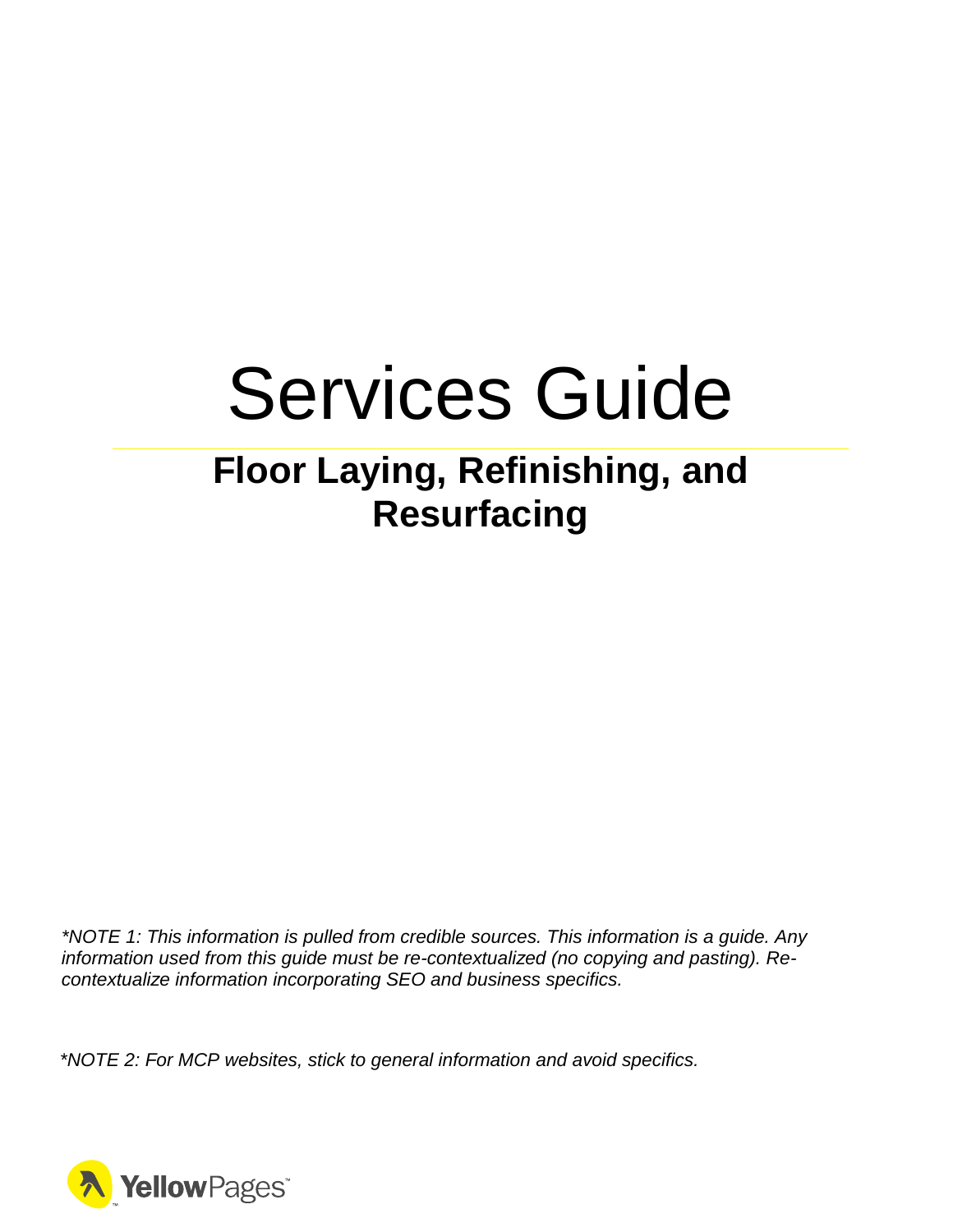# Services Guide

## Floor Laying, Refinishing, and Resurfacing

*\*NOTE 1: This information is pulled from credible sources. This information is a guide. Any information used from this guide must be re-contextualized (no copying and pasting). Re-contextualize information incorporating SEO and business specifics.*

*\*NOTE 2: For MCP websites, stick to general information and avoid specifics.*

YellowPages™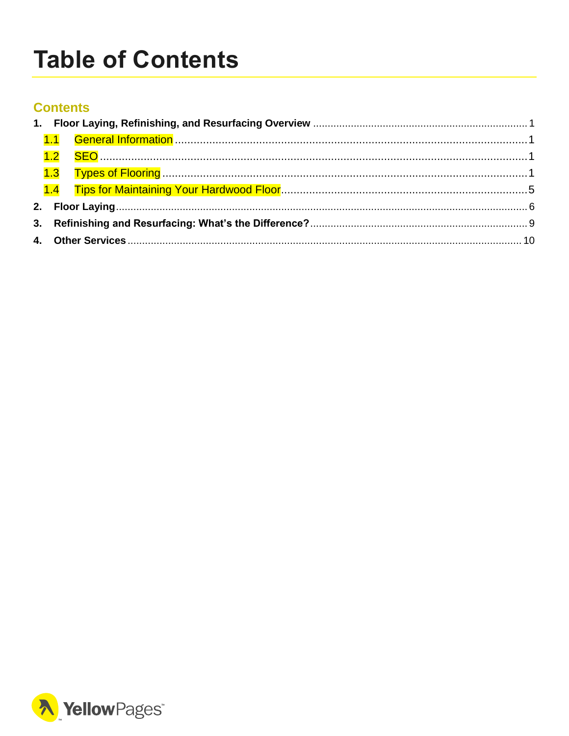# Table of Contents

## Contents

1. **Floor Laying, Refinishing, and Resurfacing Overview** ........ 1
   - 1.1 General Information ........ 1
   - 1.2 SEO ........ 1
   - 1.3 Types of Flooring ........ 1
   - 1.4 Tips for Maintaining Your Hardwood Floor ........ 5
2. **Floor Laying** ........ 6
3. **Refinishing and Resurfacing: What's the Difference?** ........ 9
4. **Other Services** ........ 10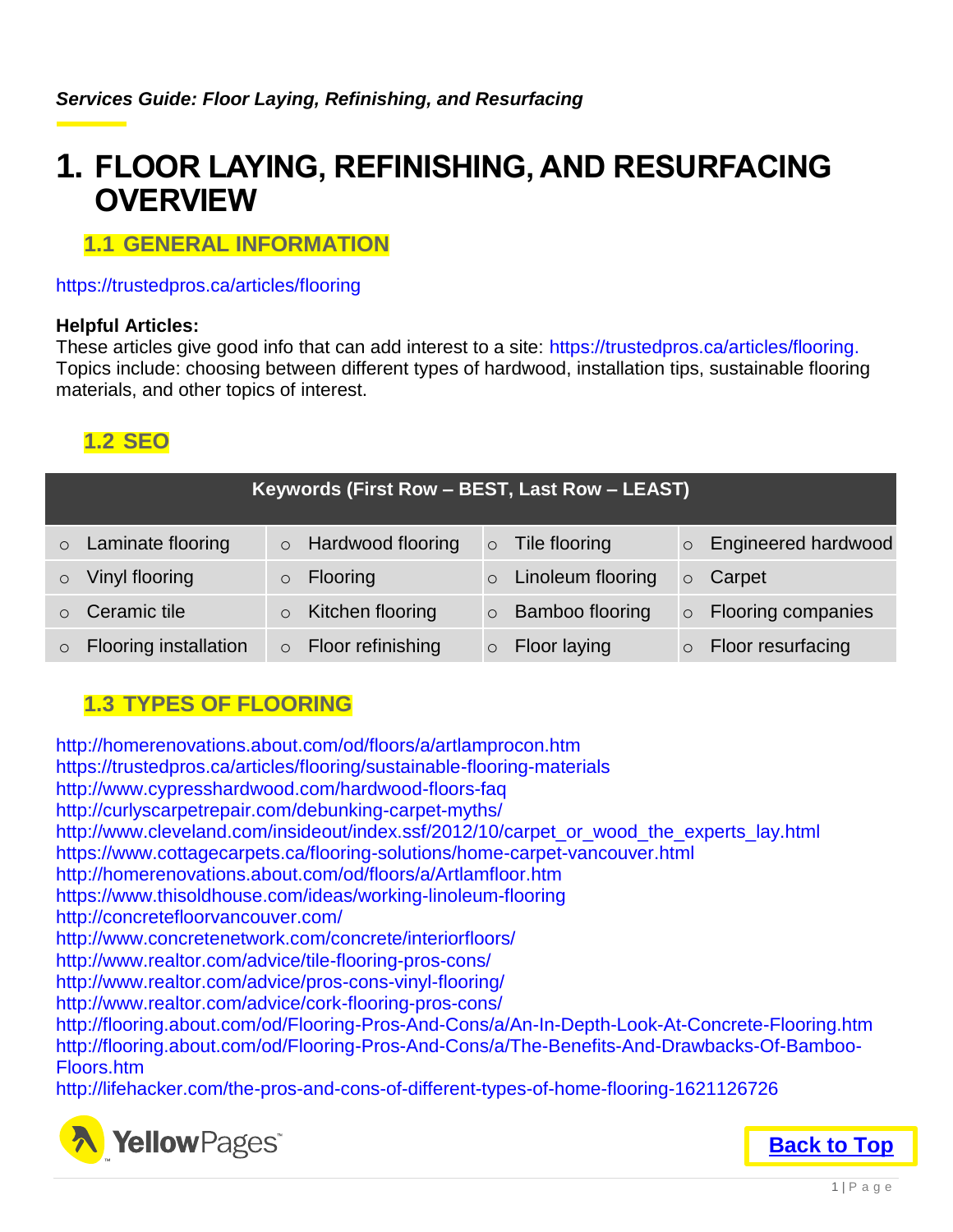# 1. FLOOR LAYING, REFINISHING, AND RESURFACING OVERVIEW

## 1.1 GENERAL INFORMATION

https://trustedpros.ca/articles/flooring

**Helpful Articles:**
These articles give good info that can add interest to a site: https://trustedpros.ca/articles/flooring. Topics include: choosing between different types of hardwood, installation tips, sustainable flooring materials, and other topics of interest.

## 1.2 SEO

| Keywords (First Row – BEST, Last Row – LEAST) | | | |
|---|---|---|---|
| ○ Laminate flooring | ○ Hardwood flooring | ○ Tile flooring | ○ Engineered hardwood |
| ○ Vinyl flooring | ○ Flooring | ○ Linoleum flooring | ○ Carpet |
| ○ Ceramic tile | ○ Kitchen flooring | ○ Bamboo flooring | ○ Flooring companies |
| ○ Flooring installation | ○ Floor refinishing | ○ Floor laying | ○ Floor resurfacing |

## 1.3 TYPES OF FLOORING

http://homerenovations.about.com/od/floors/a/artlamprocon.htm
https://trustedpros.ca/articles/flooring/sustainable-flooring-materials
http://www.cypresshardwood.com/hardwood-floors-faq
http://curlyscarpetrepair.com/debunking-carpet-myths/
http://www.cleveland.com/insideout/index.ssf/2012/10/carpet_or_wood_the_experts_lay.html
https://www.cottagecarpets.ca/flooring-solutions/home-carpet-vancouver.html
http://homerenovations.about.com/od/floors/a/Artlamfloor.htm
https://www.thisoldhouse.com/ideas/working-linoleum-flooring
http://concretefloorvancouver.com/
http://www.concretenetwork.com/concrete/interiorfloors/
http://www.realtor.com/advice/tile-flooring-pros-cons/
http://www.realtor.com/advice/pros-cons-vinyl-flooring/
http://www.realtor.com/advice/cork-flooring-pros-cons/
http://flooring.about.com/od/Flooring-Pros-And-Cons/a/An-In-Depth-Look-At-Concrete-Flooring.htm
http://flooring.about.com/od/Flooring-Pros-And-Cons/a/The-Benefits-And-Drawbacks-Of-Bamboo-Floors.htm
http://lifehacker.com/the-pros-and-cons-of-different-types-of-home-flooring-1621126726

Back to Top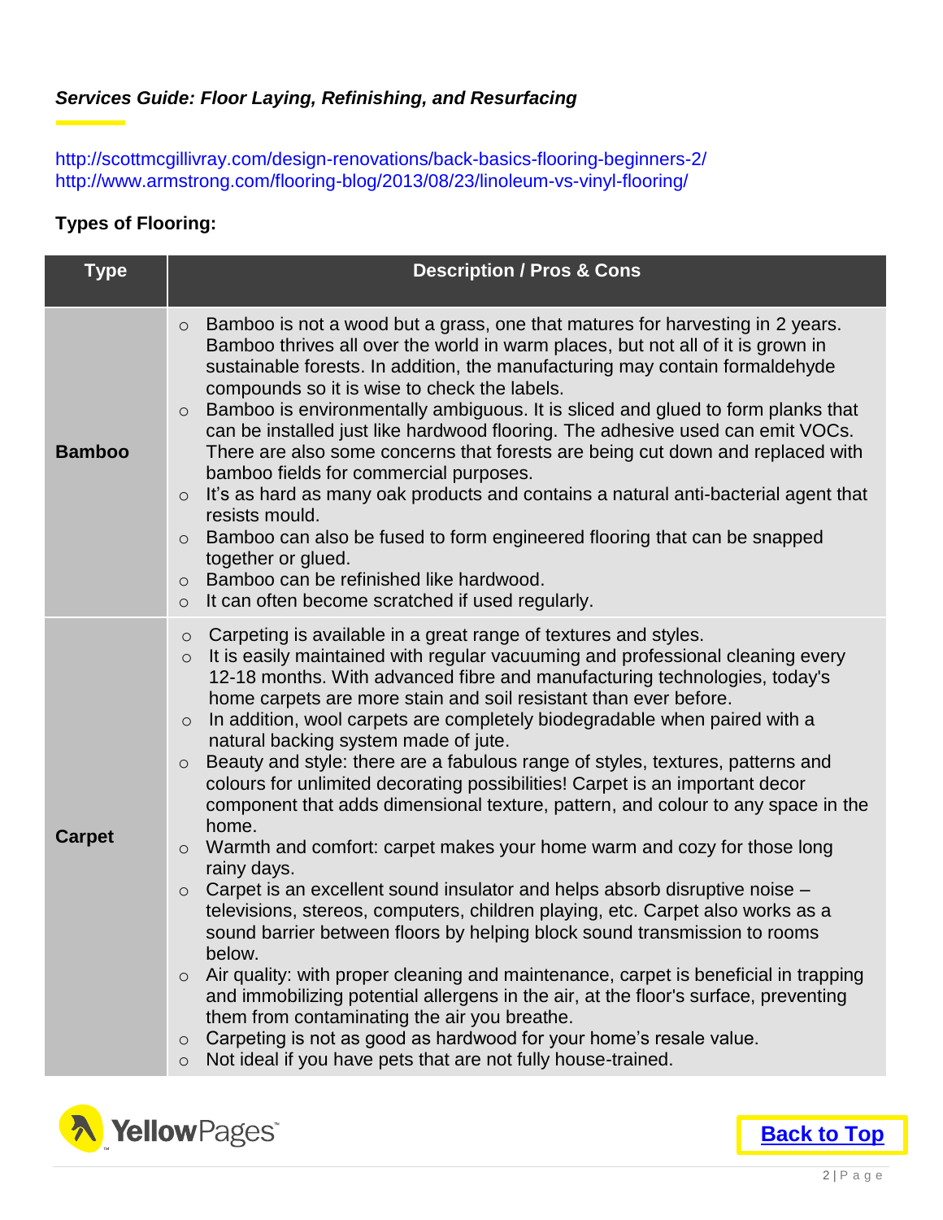*Services Guide: Floor Laying, Refinishing, and Resurfacing*

http://scottmcgillivray.com/design-renovations/back-basics-flooring-beginners-2/
http://www.armstrong.com/flooring-blog/2013/08/23/linoleum-vs-vinyl-flooring/

**Types of Flooring:**

| Type | Description / Pros & Cons |
| --- | --- |
| **Bamboo** | ○ Bamboo is not a wood but a grass, one that matures for harvesting in 2 years. Bamboo thrives all over the world in warm places, but not all of it is grown in sustainable forests. In addition, the manufacturing may contain formaldehyde compounds so it is wise to check the labels.<br>○ Bamboo is environmentally ambiguous. It is sliced and glued to form planks that can be installed just like hardwood flooring. The adhesive used can emit VOCs. There are also some concerns that forests are being cut down and replaced with bamboo fields for commercial purposes.<br>○ It's as hard as many oak products and contains a natural anti-bacterial agent that resists mould.<br>○ Bamboo can also be fused to form engineered flooring that can be snapped together or glued.<br>○ Bamboo can be refinished like hardwood.<br>○ It can often become scratched if used regularly. |
| **Carpet** | ○ Carpeting is available in a great range of textures and styles.<br>○ It is easily maintained with regular vacuuming and professional cleaning every 12-18 months. With advanced fibre and manufacturing technologies, today's home carpets are more stain and soil resistant than ever before.<br>○ In addition, wool carpets are completely biodegradable when paired with a natural backing system made of jute.<br>○ Beauty and style: there are a fabulous range of styles, textures, patterns and colours for unlimited decorating possibilities! Carpet is an important decor component that adds dimensional texture, pattern, and colour to any space in the home.<br>○ Warmth and comfort: carpet makes your home warm and cozy for those long rainy days.<br>○ Carpet is an excellent sound insulator and helps absorb disruptive noise – televisions, stereos, computers, children playing, etc. Carpet also works as a sound barrier between floors by helping block sound transmission to rooms below.<br>○ Air quality: with proper cleaning and maintenance, carpet is beneficial in trapping and immobilizing potential allergens in the air, at the floor's surface, preventing them from contaminating the air you breathe.<br>○ Carpeting is not as good as hardwood for your home's resale value.<br>○ Not ideal if you have pets that are not fully house-trained. |

**Back to Top**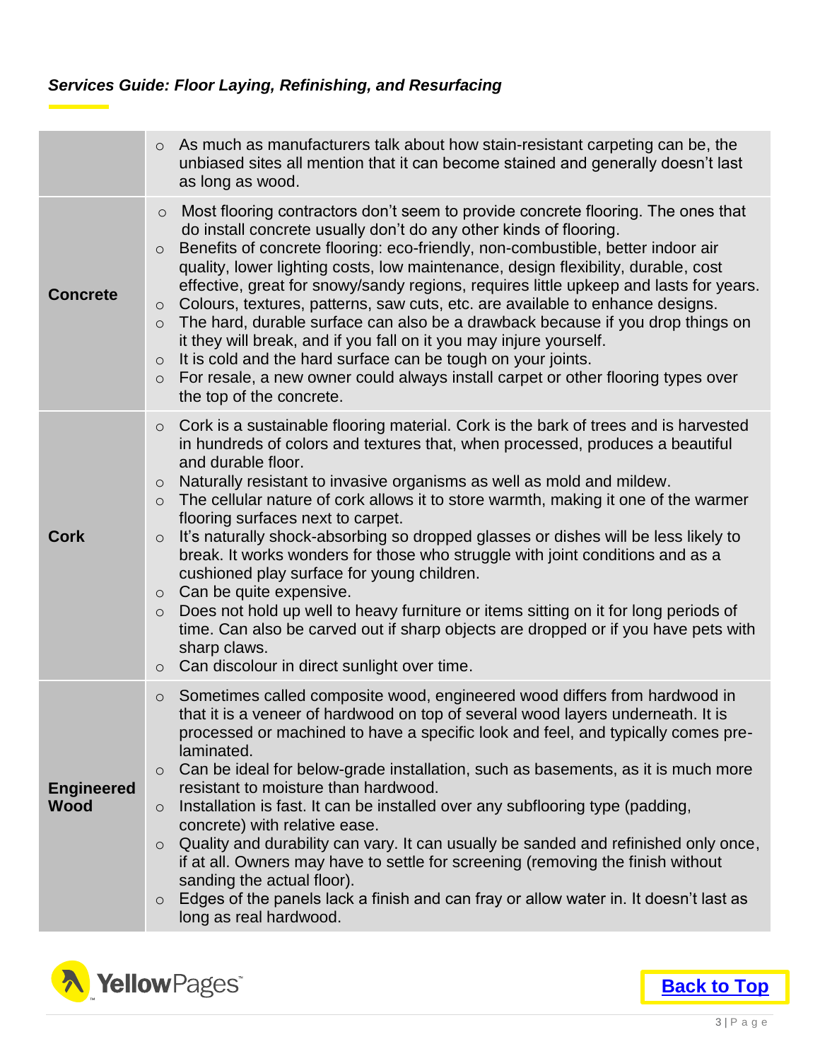| | |
|---|---|
| | ○ As much as manufacturers talk about how stain-resistant carpeting can be, the unbiased sites all mention that it can become stained and generally doesn't last as long as wood. |
| **Concrete** | ○ Most flooring contractors don't seem to provide concrete flooring. The ones that do install concrete usually don't do any other kinds of flooring.<br>○ Benefits of concrete flooring: eco-friendly, non-combustible, better indoor air quality, lower lighting costs, low maintenance, design flexibility, durable, cost effective, great for snowy/sandy regions, requires little upkeep and lasts for years.<br>○ Colours, textures, patterns, saw cuts, etc. are available to enhance designs.<br>○ The hard, durable surface can also be a drawback because if you drop things on it they will break, and if you fall on it you may injure yourself.<br>○ It is cold and the hard surface can be tough on your joints.<br>○ For resale, a new owner could always install carpet or other flooring types over the top of the concrete. |
| **Cork** | ○ Cork is a sustainable flooring material. Cork is the bark of trees and is harvested in hundreds of colors and textures that, when processed, produces a beautiful and durable floor.<br>○ Naturally resistant to invasive organisms as well as mold and mildew.<br>○ The cellular nature of cork allows it to store warmth, making it one of the warmer flooring surfaces next to carpet.<br>○ It's naturally shock-absorbing so dropped glasses or dishes will be less likely to break. It works wonders for those who struggle with joint conditions and as a cushioned play surface for young children.<br>○ Can be quite expensive.<br>○ Does not hold up well to heavy furniture or items sitting on it for long periods of time. Can also be carved out if sharp objects are dropped or if you have pets with sharp claws.<br>○ Can discolour in direct sunlight over time. |
| **Engineered Wood** | ○ Sometimes called composite wood, engineered wood differs from hardwood in that it is a veneer of hardwood on top of several wood layers underneath. It is processed or machined to have a specific look and feel, and typically comes pre-laminated.<br>○ Can be ideal for below-grade installation, such as basements, as it is much more resistant to moisture than hardwood.<br>○ Installation is fast. It can be installed over any subflooring type (padding, concrete) with relative ease.<br>○ Quality and durability can vary. It can usually be sanded and refinished only once, if at all. Owners may have to settle for screening (removing the finish without sanding the actual floor).<br>○ Edges of the panels lack a finish and can fray or allow water in. It doesn't last as long as real hardwood. |

Back to Top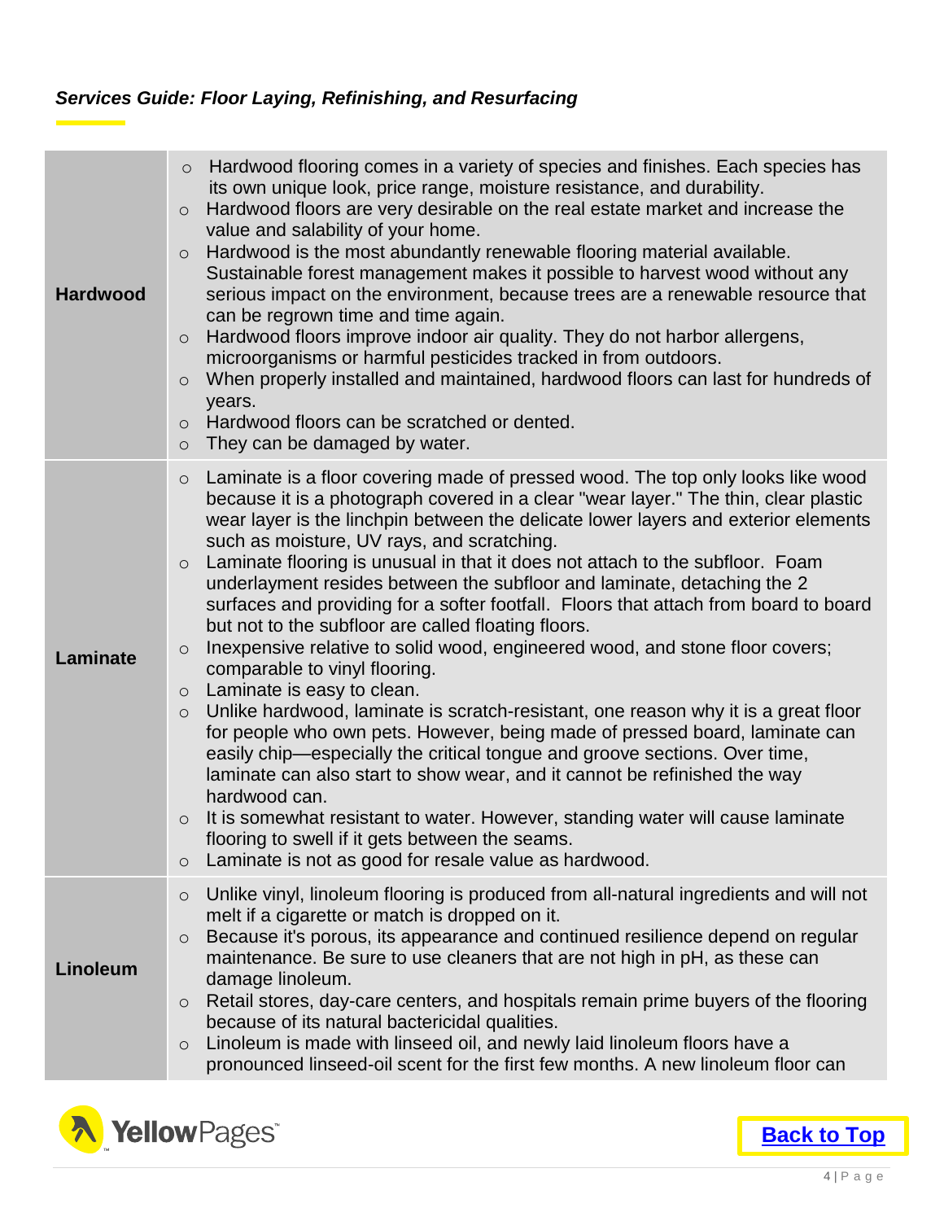| | |
|---|---|
| **Hardwood** | ○ Hardwood flooring comes in a variety of species and finishes. Each species has its own unique look, price range, moisture resistance, and durability.<br>○ Hardwood floors are very desirable on the real estate market and increase the value and salability of your home.<br>○ Hardwood is the most abundantly renewable flooring material available. Sustainable forest management makes it possible to harvest wood without any serious impact on the environment, because trees are a renewable resource that can be regrown time and time again.<br>○ Hardwood floors improve indoor air quality. They do not harbor allergens, microorganisms or harmful pesticides tracked in from outdoors.<br>○ When properly installed and maintained, hardwood floors can last for hundreds of years.<br>○ Hardwood floors can be scratched or dented.<br>○ They can be damaged by water. |
| **Laminate** | ○ Laminate is a floor covering made of pressed wood. The top only looks like wood because it is a photograph covered in a clear "wear layer." The thin, clear plastic wear layer is the linchpin between the delicate lower layers and exterior elements such as moisture, UV rays, and scratching.<br>○ Laminate flooring is unusual in that it does not attach to the subfloor. Foam underlayment resides between the subfloor and laminate, detaching the 2 surfaces and providing for a softer footfall. Floors that attach from board to board but not to the subfloor are called floating floors.<br>○ Inexpensive relative to solid wood, engineered wood, and stone floor covers; comparable to vinyl flooring.<br>○ Laminate is easy to clean.<br>○ Unlike hardwood, laminate is scratch-resistant, one reason why it is a great floor for people who own pets. However, being made of pressed board, laminate can easily chip—especially the critical tongue and groove sections. Over time, laminate can also start to show wear, and it cannot be refinished the way hardwood can.<br>○ It is somewhat resistant to water. However, standing water will cause laminate flooring to swell if it gets between the seams.<br>○ Laminate is not as good for resale value as hardwood. |
| **Linoleum** | ○ Unlike vinyl, linoleum flooring is produced from all-natural ingredients and will not melt if a cigarette or match is dropped on it.<br>○ Because it's porous, its appearance and continued resilience depend on regular maintenance. Be sure to use cleaners that are not high in pH, as these can damage linoleum.<br>○ Retail stores, day-care centers, and hospitals remain prime buyers of the flooring because of its natural bactericidal qualities.<br>○ Linoleum is made with linseed oil, and newly laid linoleum floors have a pronounced linseed-oil scent for the first few months. A new linoleum floor can |

Back to Top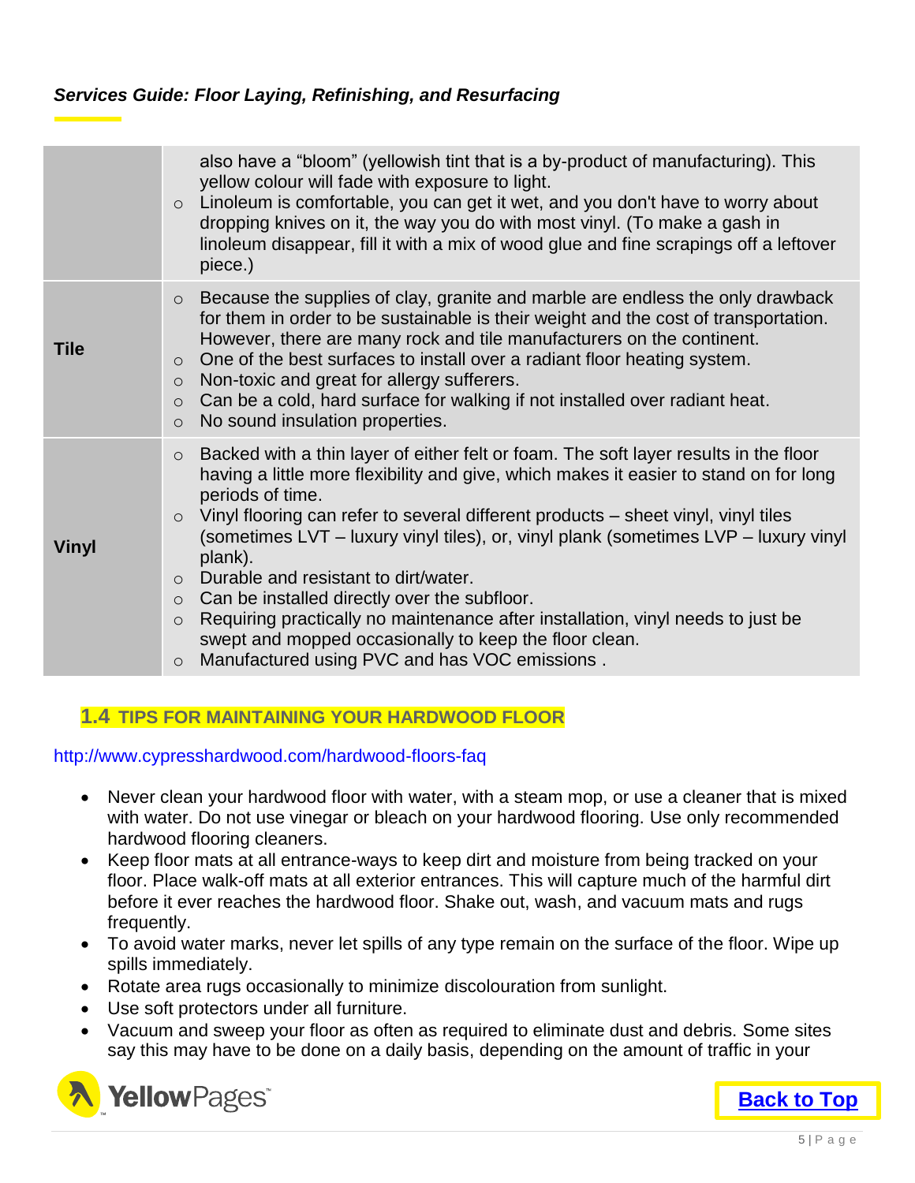| | |
|---|---|
| | ○ also have a "bloom" (yellowish tint that is a by-product of manufacturing). This yellow colour will fade with exposure to light.<br>○ Linoleum is comfortable, you can get it wet, and you don't have to worry about dropping knives on it, the way you do with most vinyl. (To make a gash in linoleum disappear, fill it with a mix of wood glue and fine scrapings off a leftover piece.) |
| **Tile** | ○ Because the supplies of clay, granite and marble are endless the only drawback for them in order to be sustainable is their weight and the cost of transportation. However, there are many rock and tile manufacturers on the continent.<br>○ One of the best surfaces to install over a radiant floor heating system.<br>○ Non-toxic and great for allergy sufferers.<br>○ Can be a cold, hard surface for walking if not installed over radiant heat.<br>○ No sound insulation properties. |
| **Vinyl** | ○ Backed with a thin layer of either felt or foam. The soft layer results in the floor having a little more flexibility and give, which makes it easier to stand on for long periods of time.<br>○ Vinyl flooring can refer to several different products – sheet vinyl, vinyl tiles (sometimes LVT – luxury vinyl tiles), or, vinyl plank (sometimes LVP – luxury vinyl plank).<br>○ Durable and resistant to dirt/water.<br>○ Can be installed directly over the subfloor.<br>○ Requiring practically no maintenance after installation, vinyl needs to just be swept and mopped occasionally to keep the floor clean.<br>○ Manufactured using PVC and has VOC emissions . |

## 1.4 TIPS FOR MAINTAINING YOUR HARDWOOD FLOOR

http://www.cypresshardwood.com/hardwood-floors-faq

- Never clean your hardwood floor with water, with a steam mop, or use a cleaner that is mixed with water. Do not use vinegar or bleach on your hardwood flooring. Use only recommended hardwood flooring cleaners.
- Keep floor mats at all entrance-ways to keep dirt and moisture from being tracked on your floor. Place walk-off mats at all exterior entrances. This will capture much of the harmful dirt before it ever reaches the hardwood floor. Shake out, wash, and vacuum mats and rugs frequently.
- To avoid water marks, never let spills of any type remain on the surface of the floor. Wipe up spills immediately.
- Rotate area rugs occasionally to minimize discolouration from sunlight.
- Use soft protectors under all furniture.
- Vacuum and sweep your floor as often as required to eliminate dust and debris. Some sites say this may have to be done on a daily basis, depending on the amount of traffic in your

Back to Top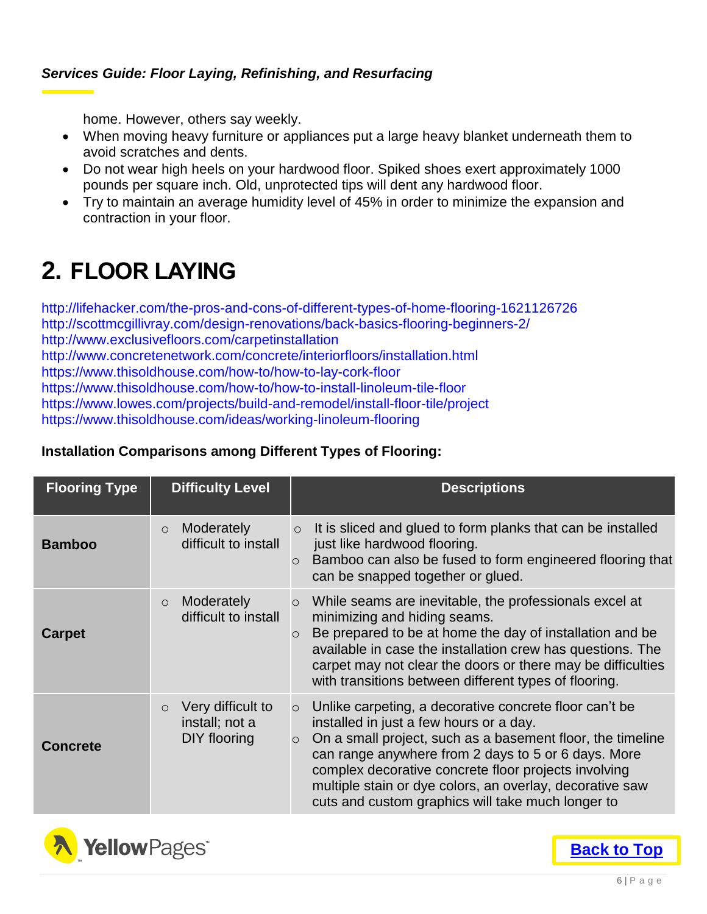home. However, others say weekly.

- When moving heavy furniture or appliances put a large heavy blanket underneath them to avoid scratches and dents.
- Do not wear high heels on your hardwood floor. Spiked shoes exert approximately 1000 pounds per square inch. Old, unprotected tips will dent any hardwood floor.
- Try to maintain an average humidity level of 45% in order to minimize the expansion and contraction in your floor.

# 2. FLOOR LAYING

http://lifehacker.com/the-pros-and-cons-of-different-types-of-home-flooring-1621126726
http://scottmcgillivray.com/design-renovations/back-basics-flooring-beginners-2/
http://www.exclusivefloors.com/carpetinstallation
http://www.concretenetwork.com/concrete/interiorfloors/installation.html
https://www.thisoldhouse.com/how-to/how-to-lay-cork-floor
https://www.thisoldhouse.com/how-to/how-to-install-linoleum-tile-floor
https://www.lowes.com/projects/build-and-remodel/install-floor-tile/project
https://www.thisoldhouse.com/ideas/working-linoleum-flooring

**Installation Comparisons among Different Types of Flooring:**

| Flooring Type | Difficulty Level | Descriptions |
|---|---|---|
| **Bamboo** | ○ Moderately difficult to install | ○ It is sliced and glued to form planks that can be installed just like hardwood flooring.<br>○ Bamboo can also be fused to form engineered flooring that can be snapped together or glued. |
| **Carpet** | ○ Moderately difficult to install | ○ While seams are inevitable, the professionals excel at minimizing and hiding seams.<br>○ Be prepared to be at home the day of installation and be available in case the installation crew has questions. The carpet may not clear the doors or there may be difficulties with transitions between different types of flooring. |
| **Concrete** | ○ Very difficult to install; not a DIY flooring | ○ Unlike carpeting, a decorative concrete floor can't be installed in just a few hours or a day.<br>○ On a small project, such as a basement floor, the timeline can range anywhere from 2 days to 5 or 6 days. More complex decorative concrete floor projects involving multiple stain or dye colors, an overlay, decorative saw cuts and custom graphics will take much longer to |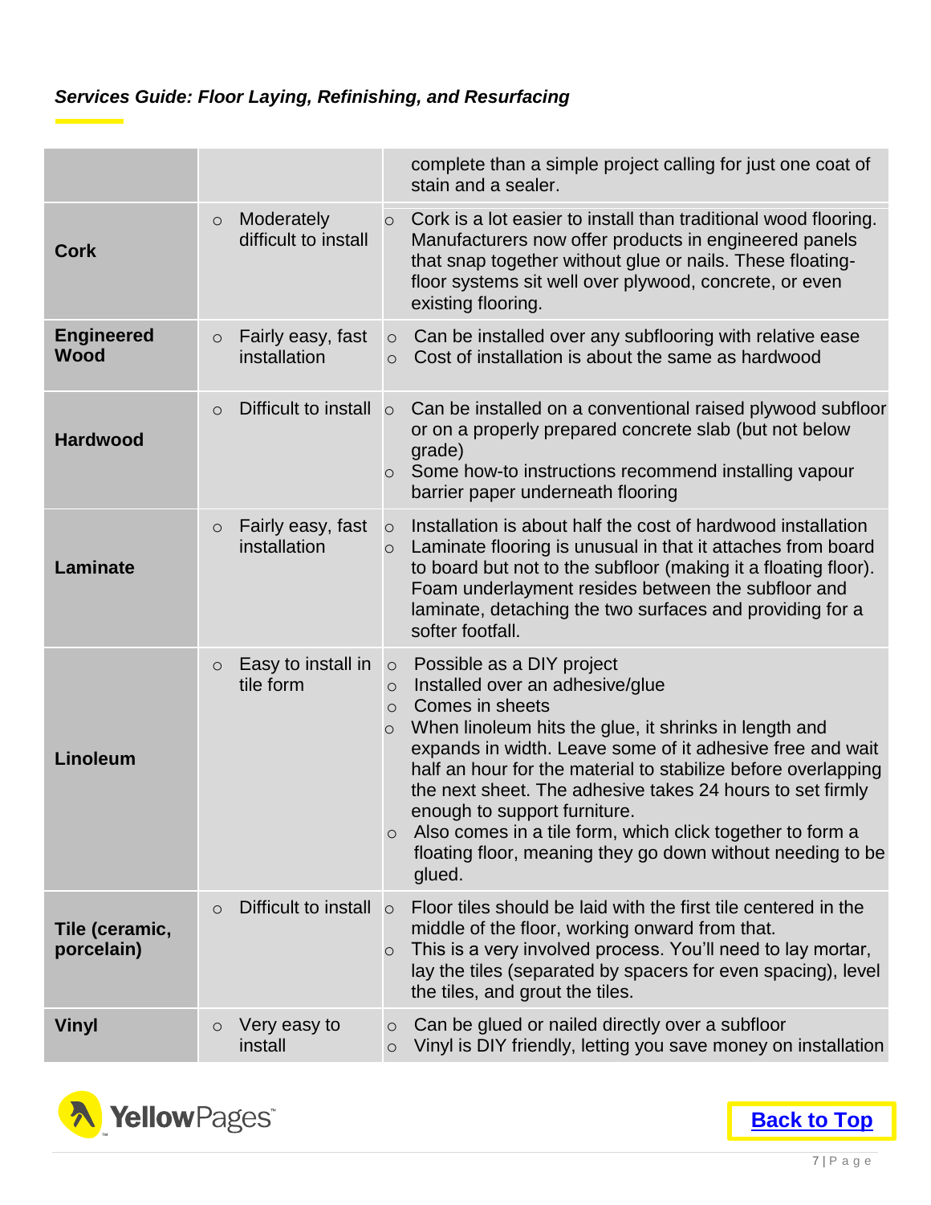| | | |
|---|---|---|
| | | complete than a simple project calling for just one coat of stain and a sealer. |
| **Cork** | ○ Moderately difficult to install | ○ Cork is a lot easier to install than traditional wood flooring. Manufacturers now offer products in engineered panels that snap together without glue or nails. These floating-floor systems sit well over plywood, concrete, or even existing flooring. |
| **Engineered Wood** | ○ Fairly easy, fast installation | ○ Can be installed over any subflooring with relative ease<br>○ Cost of installation is about the same as hardwood |
| **Hardwood** | ○ Difficult to install | ○ Can be installed on a conventional raised plywood subfloor or on a properly prepared concrete slab (but not below grade)<br>○ Some how-to instructions recommend installing vapour barrier paper underneath flooring |
| **Laminate** | ○ Fairly easy, fast installation | ○ Installation is about half the cost of hardwood installation<br>○ Laminate flooring is unusual in that it attaches from board to board but not to the subfloor (making it a floating floor). Foam underlayment resides between the subfloor and laminate, detaching the two surfaces and providing for a softer footfall. |
| **Linoleum** | ○ Easy to install in tile form | ○ Possible as a DIY project<br>○ Installed over an adhesive/glue<br>○ Comes in sheets<br>○ When linoleum hits the glue, it shrinks in length and expands in width. Leave some of it adhesive free and wait half an hour for the material to stabilize before overlapping the next sheet. The adhesive takes 24 hours to set firmly enough to support furniture.<br>○ Also comes in a tile form, which click together to form a floating floor, meaning they go down without needing to be glued. |
| **Tile (ceramic, porcelain)** | ○ Difficult to install | ○ Floor tiles should be laid with the first tile centered in the middle of the floor, working onward from that.<br>○ This is a very involved process. You'll need to lay mortar, lay the tiles (separated by spacers for even spacing), level the tiles, and grout the tiles. |
| **Vinyl** | ○ Very easy to install | ○ Can be glued or nailed directly over a subfloor<br>○ Vinyl is DIY friendly, letting you save money on installation |

[Back to Top]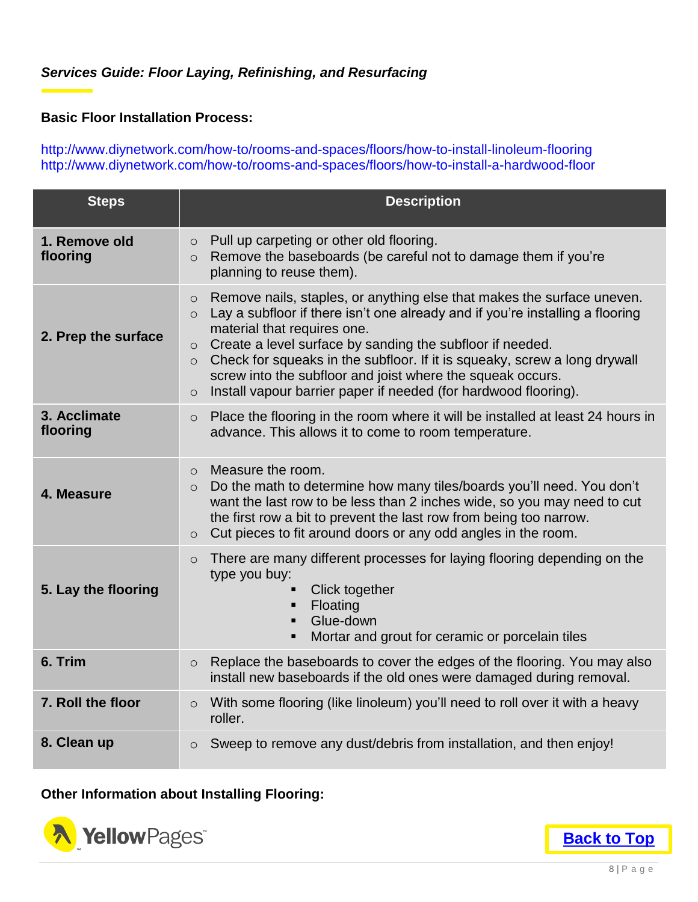*Services Guide: Floor Laying, Refinishing, and Resurfacing*

**Basic Floor Installation Process:**

http://www.diynetwork.com/how-to/rooms-and-spaces/floors/how-to-install-linoleum-flooring
http://www.diynetwork.com/how-to/rooms-and-spaces/floors/how-to-install-a-hardwood-floor

| Steps | Description |
|---|---|
| **1. Remove old flooring** | ○ Pull up carpeting or other old flooring.<br>○ Remove the baseboards (be careful not to damage them if you're planning to reuse them). |
| **2. Prep the surface** | ○ Remove nails, staples, or anything else that makes the surface uneven.<br>○ Lay a subfloor if there isn't one already and if you're installing a flooring material that requires one.<br>○ Create a level surface by sanding the subfloor if needed.<br>○ Check for squeaks in the subfloor. If it is squeaky, screw a long drywall screw into the subfloor and joist where the squeak occurs.<br>○ Install vapour barrier paper if needed (for hardwood flooring). |
| **3. Acclimate flooring** | ○ Place the flooring in the room where it will be installed at least 24 hours in advance. This allows it to come to room temperature. |
| **4. Measure** | ○ Measure the room.<br>○ Do the math to determine how many tiles/boards you'll need. You don't want the last row to be less than 2 inches wide, so you may need to cut the first row a bit to prevent the last row from being too narrow.<br>○ Cut pieces to fit around doors or any odd angles in the room. |
| **5. Lay the flooring** | ○ There are many different processes for laying flooring depending on the type you buy:<br>▪ Click together<br>▪ Floating<br>▪ Glue-down<br>▪ Mortar and grout for ceramic or porcelain tiles |
| **6. Trim** | ○ Replace the baseboards to cover the edges of the flooring. You may also install new baseboards if the old ones were damaged during removal. |
| **7. Roll the floor** | ○ With some flooring (like linoleum) you'll need to roll over it with a heavy roller. |
| **8. Clean up** | ○ Sweep to remove any dust/debris from installation, and then enjoy! |

**Other Information about Installing Flooring:**

Back to Top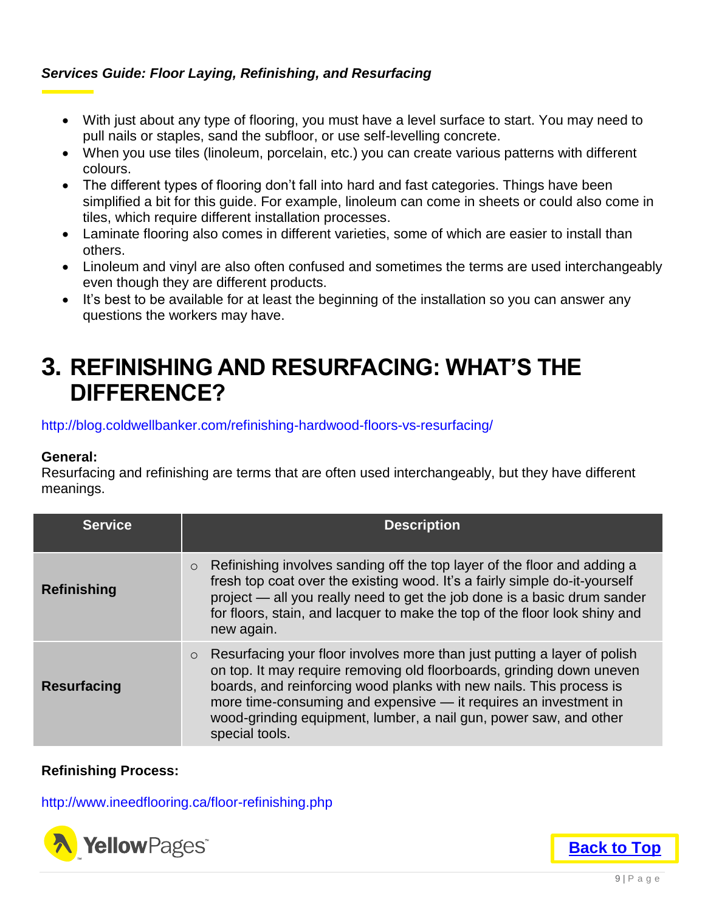- With just about any type of flooring, you must have a level surface to start. You may need to pull nails or staples, sand the subfloor, or use self-levelling concrete.
- When you use tiles (linoleum, porcelain, etc.) you can create various patterns with different colours.
- The different types of flooring don't fall into hard and fast categories. Things have been simplified a bit for this guide. For example, linoleum can come in sheets or could also come in tiles, which require different installation processes.
- Laminate flooring also comes in different varieties, some of which are easier to install than others.
- Linoleum and vinyl are also often confused and sometimes the terms are used interchangeably even though they are different products.
- It's best to be available for at least the beginning of the installation so you can answer any questions the workers may have.

# 3. REFINISHING AND RESURFACING: WHAT'S THE DIFFERENCE?

http://blog.coldwellbanker.com/refinishing-hardwood-floors-vs-resurfacing/

**General:**
Resurfacing and refinishing are terms that are often used interchangeably, but they have different meanings.

| Service | Description |
|---|---|
| **Refinishing** | ○ Refinishing involves sanding off the top layer of the floor and adding a fresh top coat over the existing wood. It's a fairly simple do-it-yourself project — all you really need to get the job done is a basic drum sander for floors, stain, and lacquer to make the top of the floor look shiny and new again. |
| **Resurfacing** | ○ Resurfacing your floor involves more than just putting a layer of polish on top. It may require removing old floorboards, grinding down uneven boards, and reinforcing wood planks with new nails. This process is more time-consuming and expensive — it requires an investment in wood-grinding equipment, lumber, a nail gun, power saw, and other special tools. |

**Refinishing Process:**

http://www.ineedflooring.ca/floor-refinishing.php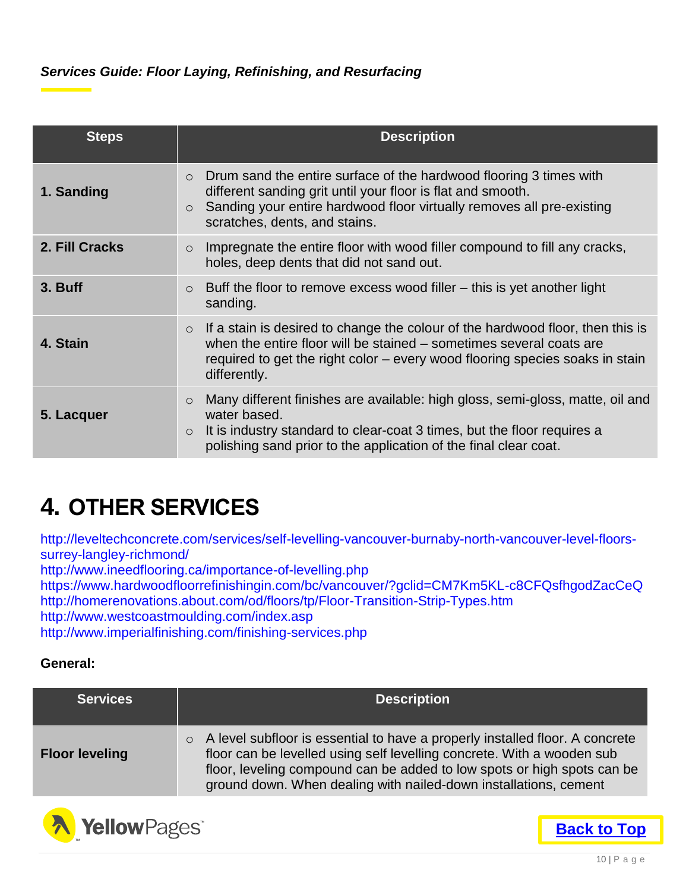| Steps | Description |
|---|---|
| **1. Sanding** | ○ Drum sand the entire surface of the hardwood flooring 3 times with different sanding grit until your floor is flat and smooth.<br>○ Sanding your entire hardwood floor virtually removes all pre-existing scratches, dents, and stains. |
| **2. Fill Cracks** | ○ Impregnate the entire floor with wood filler compound to fill any cracks, holes, deep dents that did not sand out. |
| **3. Buff** | ○ Buff the floor to remove excess wood filler – this is yet another light sanding. |
| **4. Stain** | ○ If a stain is desired to change the colour of the hardwood floor, then this is when the entire floor will be stained – sometimes several coats are required to get the right color – every wood flooring species soaks in stain differently. |
| **5. Lacquer** | ○ Many different finishes are available: high gloss, semi-gloss, matte, oil and water based.<br>○ It is industry standard to clear-coat 3 times, but the floor requires a polishing sand prior to the application of the final clear coat. |

# 4. OTHER SERVICES

http://leveltechconcrete.com/services/self-levelling-vancouver-burnaby-north-vancouver-level-floors-surrey-langley-richmond/
http://www.ineedflooring.ca/importance-of-levelling.php
https://www.hardwoodfloorrefinishingin.com/bc/vancouver/?gclid=CM7Km5KL-c8CFQsfhgodZacCeQ
http://homerenovations.about.com/od/floors/tp/Floor-Transition-Strip-Types.htm
http://www.westcoastmoulding.com/index.asp
http://www.imperialfinishing.com/finishing-services.php

**General:**

| Services | Description |
|---|---|
| **Floor leveling** | ○ A level subfloor is essential to have a properly installed floor. A concrete floor can be levelled using self levelling concrete. With a wooden sub floor, leveling compound can be added to low spots or high spots can be ground down. When dealing with nailed-down installations, cement |

**Back to Top**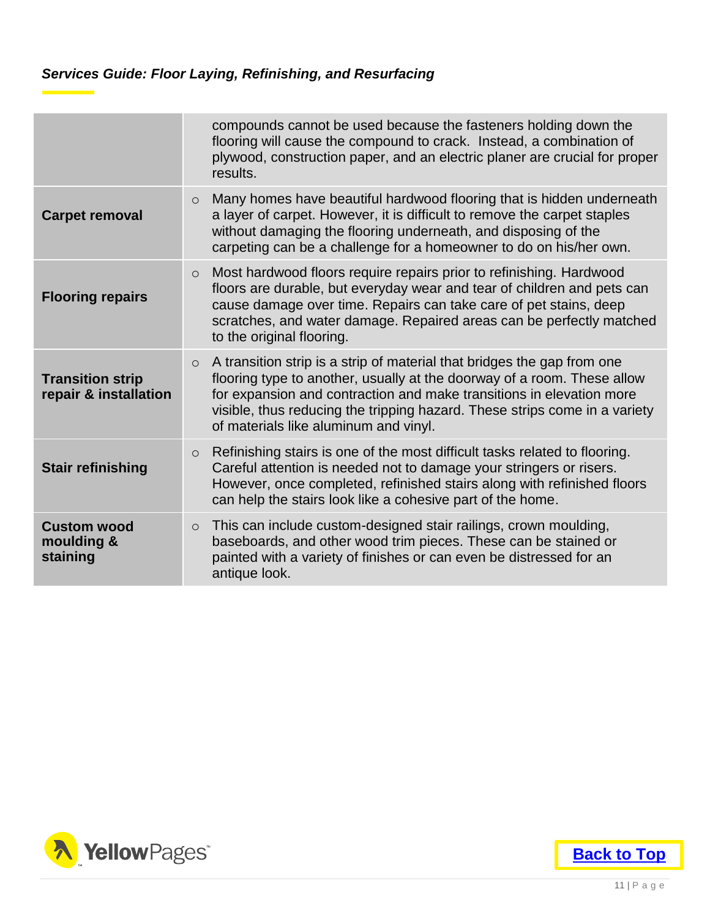| | |
|---|---|
| | compounds cannot be used because the fasteners holding down the flooring will cause the compound to crack. Instead, a combination of plywood, construction paper, and an electric planer are crucial for proper results. |
| **Carpet removal** | ○ Many homes have beautiful hardwood flooring that is hidden underneath a layer of carpet. However, it is difficult to remove the carpet staples without damaging the flooring underneath, and disposing of the carpeting can be a challenge for a homeowner to do on his/her own. |
| **Flooring repairs** | ○ Most hardwood floors require repairs prior to refinishing. Hardwood floors are durable, but everyday wear and tear of children and pets can cause damage over time. Repairs can take care of pet stains, deep scratches, and water damage. Repaired areas can be perfectly matched to the original flooring. |
| **Transition strip repair & installation** | ○ A transition strip is a strip of material that bridges the gap from one flooring type to another, usually at the doorway of a room. These allow for expansion and contraction and make transitions in elevation more visible, thus reducing the tripping hazard. These strips come in a variety of materials like aluminum and vinyl. |
| **Stair refinishing** | ○ Refinishing stairs is one of the most difficult tasks related to flooring. Careful attention is needed not to damage your stringers or risers. However, once completed, refinished stairs along with refinished floors can help the stairs look like a cohesive part of the home. |
| **Custom wood moulding & staining** | ○ This can include custom-designed stair railings, crown moulding, baseboards, and other wood trim pieces. These can be stained or painted with a variety of finishes or can even be distressed for an antique look. |

[Back to Top]